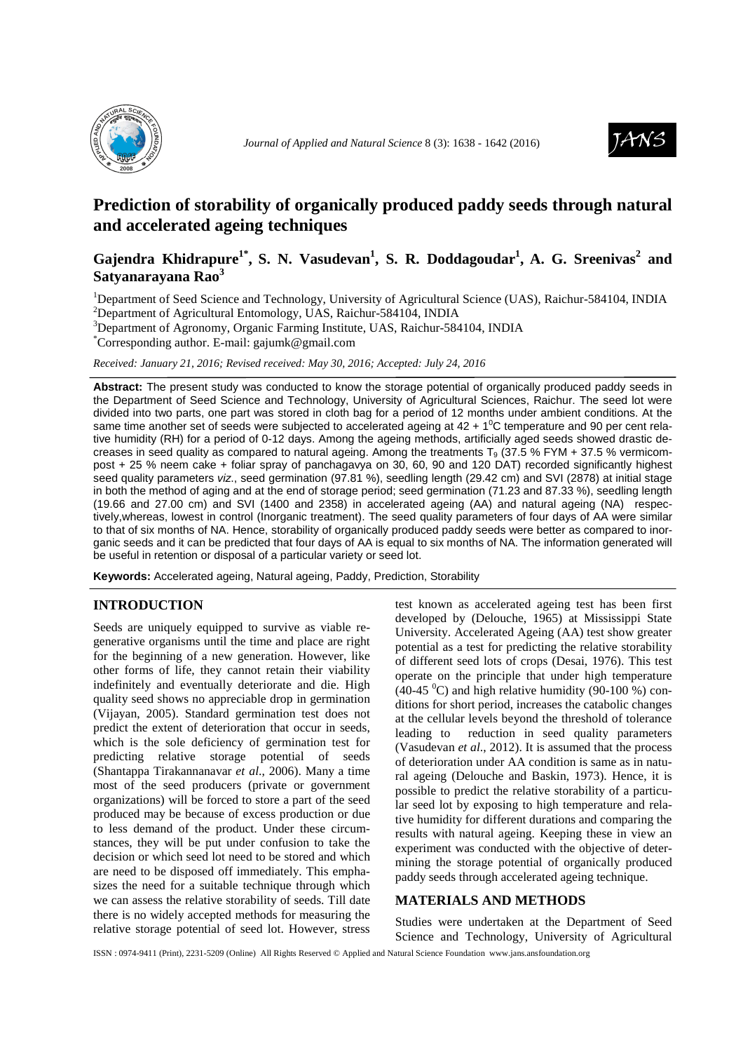# Prediction of storability of organically produced paddy seeds through natural and accelerated ageing techniques

## Gajendra Khidrapure[1*], S. N. Vasudevan[1], S. R. Doddagoudar[1], A. G. Sreenivas[2] and Satyanarayana Rao[3]

[1]Department of Seed Science and Technology, University of Agricultural Science (UAS), Raichur-584104, INDIA
[2]Department of Agricultural Entomology, UAS, Raichur-584104, INDIA
[3]Department of Agronomy, Organic Farming Institute, UAS, Raichur-584104, INDIA
[*]Corresponding author. E-mail: gajumk@gmail.com

*Received: January 21, 2016; Revised received: May 30, 2016; Accepted: July 24, 2016*

**Abstract:** The present study was conducted to know the storage potential of organically produced paddy seeds in the Department of Seed Science and Technology, University of Agricultural Sciences, Raichur. The seed lot were divided into two parts, one part was stored in cloth bag for a period of 12 months under ambient conditions. At the same time another set of seeds were subjected to accelerated ageing at 42 + 1$^{0}$C temperature and 90 per cent relative humidity (RH) for a period of 0-12 days. Among the ageing methods, artificially aged seeds showed drastic decreases in seed quality as compared to natural ageing. Among the treatments $T_9$ (37.5 % FYM + 37.5 % vermicompost + 25 % neem cake + foliar spray of panchagavya on 30, 60, 90 and 120 DAT) recorded significantly highest seed quality parameters *viz*., seed germination (97.81 %), seedling length (29.42 cm) and SVI (2878) at initial stage in both the method of aging and at the end of storage period; seed germination (71.23 and 87.33 %), seedling length (19.66 and 27.00 cm) and SVI (1400 and 2358) in accelerated ageing (AA) and natural ageing (NA) respectively,whereas, lowest in control (Inorganic treatment). The seed quality parameters of four days of AA were similar to that of six months of NA. Hence, storability of organically produced paddy seeds were better as compared to inorganic seeds and it can be predicted that four days of AA is equal to six months of NA. The information generated will be useful in retention or disposal of a particular variety or seed lot.

**Keywords:** Accelerated ageing, Natural ageing, Paddy, Prediction, Storability

## INTRODUCTION

Seeds are uniquely equipped to survive as viable regenerative organisms until the time and place are right for the beginning of a new generation. However, like other forms of life, they cannot retain their viability indefinitely and eventually deteriorate and die. High quality seed shows no appreciable drop in germination (Vijayan, 2005). Standard germination test does not predict the extent of deterioration that occur in seeds, which is the sole deficiency of germination test for predicting relative storage potential of seeds (Shantappa Tirakannanavar *et al*., 2006). Many a time most of the seed producers (private or government organizations) will be forced to store a part of the seed produced may be because of excess production or due to less demand of the product. Under these circumstances, they will be put under confusion to take the decision or which seed lot need to be stored and which are need to be disposed off immediately. This emphasizes the need for a suitable technique through which we can assess the relative storability of seeds. Till date there is no widely accepted methods for measuring the relative storage potential of seed lot. However, stress test known as accelerated ageing test has been first developed by (Delouche, 1965) at Mississippi State University. Accelerated Ageing (AA) test show greater potential as a test for predicting the relative storability of different seed lots of crops (Desai, 1976). This test operate on the principle that under high temperature (40-45 $^{0}$C) and high relative humidity (90-100 %) conditions for short period, increases the catabolic changes at the cellular levels beyond the threshold of tolerance leading to reduction in seed quality parameters (Vasudevan *et al*., 2012). It is assumed that the process of deterioration under AA condition is same as in natural ageing (Delouche and Baskin, 1973). Hence, it is possible to predict the relative storability of a particular seed lot by exposing to high temperature and relative humidity for different durations and comparing the results with natural ageing. Keeping these in view an experiment was conducted with the objective of determining the storage potential of organically produced paddy seeds through accelerated ageing technique.

## MATERIALS AND METHODS

Studies were undertaken at the Department of Seed Science and Technology, University of Agricultural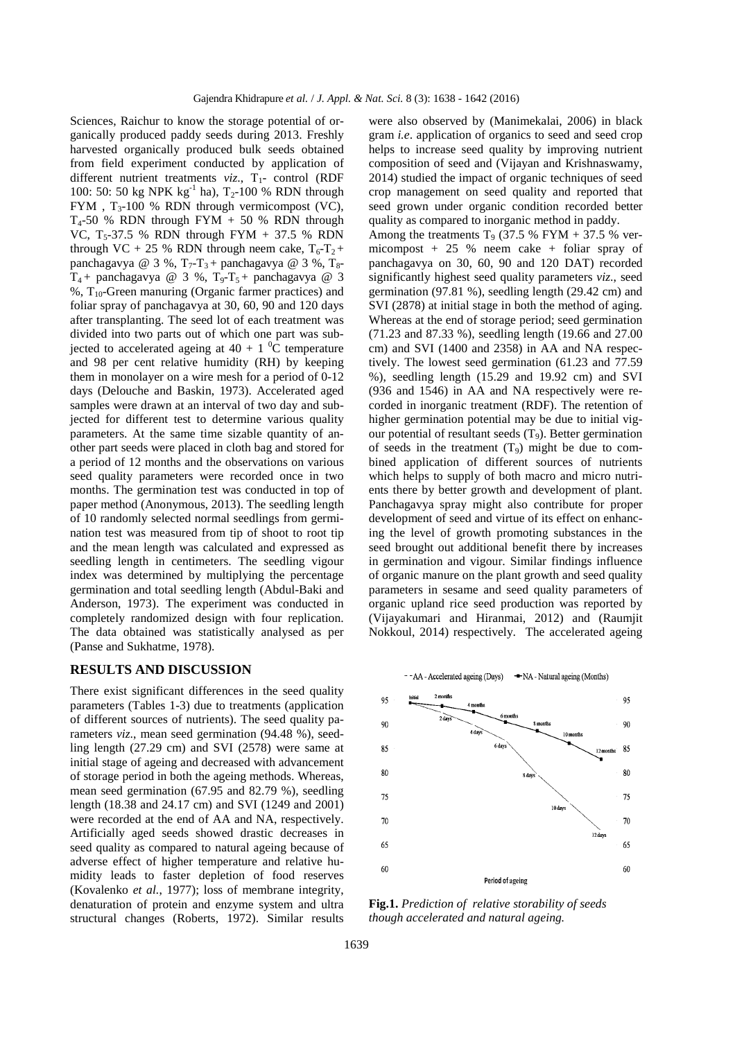Sciences, Raichur to know the storage potential of organically produced paddy seeds during 2013. Freshly harvested organically produced bulk seeds obtained from field experiment conducted by application of different nutrient treatments *viz*., $T_1$- control (RDF 100: 50: 50 kg NPK kg$^{-1}$ ha), $T_2$-100 % RDN through FYM , $T_3$-100 % RDN through vermicompost (VC), $T_4$-50 % RDN through FYM + 50 % RDN through VC, $T_5$-37.5 % RDN through FYM + 37.5 % RDN through VC + 25 % RDN through neem cake, $T_6$-$T_2$ + panchagavya @ 3 %, $T_7$-$T_3$ + panchagavya @ 3 %, $T_8$-$T_4$ + panchagavya @ 3 %, $T_9$-$T_5$ + panchagavya @ 3 %, $T_{10}$-Green manuring (Organic farmer practices) and foliar spray of panchagavya at 30, 60, 90 and 120 days after transplanting. The seed lot of each treatment was divided into two parts out of which one part was subjected to accelerated ageing at 40 + 1 $^0$C temperature and 98 per cent relative humidity (RH) by keeping them in monolayer on a wire mesh for a period of 0-12 days (Delouche and Baskin, 1973). Accelerated aged samples were drawn at an interval of two day and subjected for different test to determine various quality parameters. At the same time sizable quantity of another part seeds were placed in cloth bag and stored for a period of 12 months and the observations on various seed quality parameters were recorded once in two months. The germination test was conducted in top of paper method (Anonymous, 2013). The seedling length of 10 randomly selected normal seedlings from germination test was measured from tip of shoot to root tip and the mean length was calculated and expressed as seedling length in centimeters. The seedling vigour index was determined by multiplying the percentage germination and total seedling length (Abdul-Baki and Anderson, 1973). The experiment was conducted in completely randomized design with four replication. The data obtained was statistically analysed as per (Panse and Sukhatme, 1978).

## RESULTS AND DISCUSSION

There exist significant differences in the seed quality parameters (Tables 1-3) due to treatments (application of different sources of nutrients). The seed quality parameters *viz*., mean seed germination (94.48 %), seedling length (27.29 cm) and SVI (2578) were same at initial stage of ageing and decreased with advancement of storage period in both the ageing methods. Whereas, mean seed germination (67.95 and 82.79 %), seedling length (18.38 and 24.17 cm) and SVI (1249 and 2001) were recorded at the end of AA and NA, respectively. Artificially aged seeds showed drastic decreases in seed quality as compared to natural ageing because of adverse effect of higher temperature and relative humidity leads to faster depletion of food reserves (Kovalenko *et al.*, 1977); loss of membrane integrity, denaturation of protein and enzyme system and ultra structural changes (Roberts, 1972). Similar results were also observed by (Manimekalai, 2006) in black gram *i.e*. application of organics to seed and seed crop helps to increase seed quality by improving nutrient composition of seed and (Vijayan and Krishnaswamy, 2014) studied the impact of organic techniques of seed crop management on seed quality and reported that seed grown under organic condition recorded better quality as compared to inorganic method in paddy.

Among the treatments $T_9$ (37.5 % FYM + 37.5 % vermicompost + 25 % neem cake + foliar spray of panchagavya on 30, 60, 90 and 120 DAT) recorded significantly highest seed quality parameters *viz*., seed germination (97.81 %), seedling length (29.42 cm) and SVI (2878) at initial stage in both the method of aging. Whereas at the end of storage period; seed germination (71.23 and 87.33 %), seedling length (19.66 and 27.00 cm) and SVI (1400 and 2358) in AA and NA respectively. The lowest seed germination (61.23 and 77.59 %), seedling length (15.29 and 19.92 cm) and SVI (936 and 1546) in AA and NA respectively were recorded in inorganic treatment (RDF). The retention of higher germination potential may be due to initial vigour potential of resultant seeds ($T_9$). Better germination of seeds in the treatment ($T_9$) might be due to combined application of different sources of nutrients which helps to supply of both macro and micro nutrients there by better growth and development of plant. Panchagavya spray might also contribute for proper development of seed and virtue of its effect on enhancing the level of growth promoting substances in the seed brought out additional benefit there by increases in germination and vigour. Similar findings influence of organic manure on the plant growth and seed quality parameters in sesame and seed quality parameters of organic upland rice seed production was reported by (Vijayakumari and Hiranmai, 2012) and (Raumjit Nokkoul, 2014) respectively. The accelerated ageing

**Fig.1.** *Prediction of relative storability of seeds though accelerated and natural ageing.*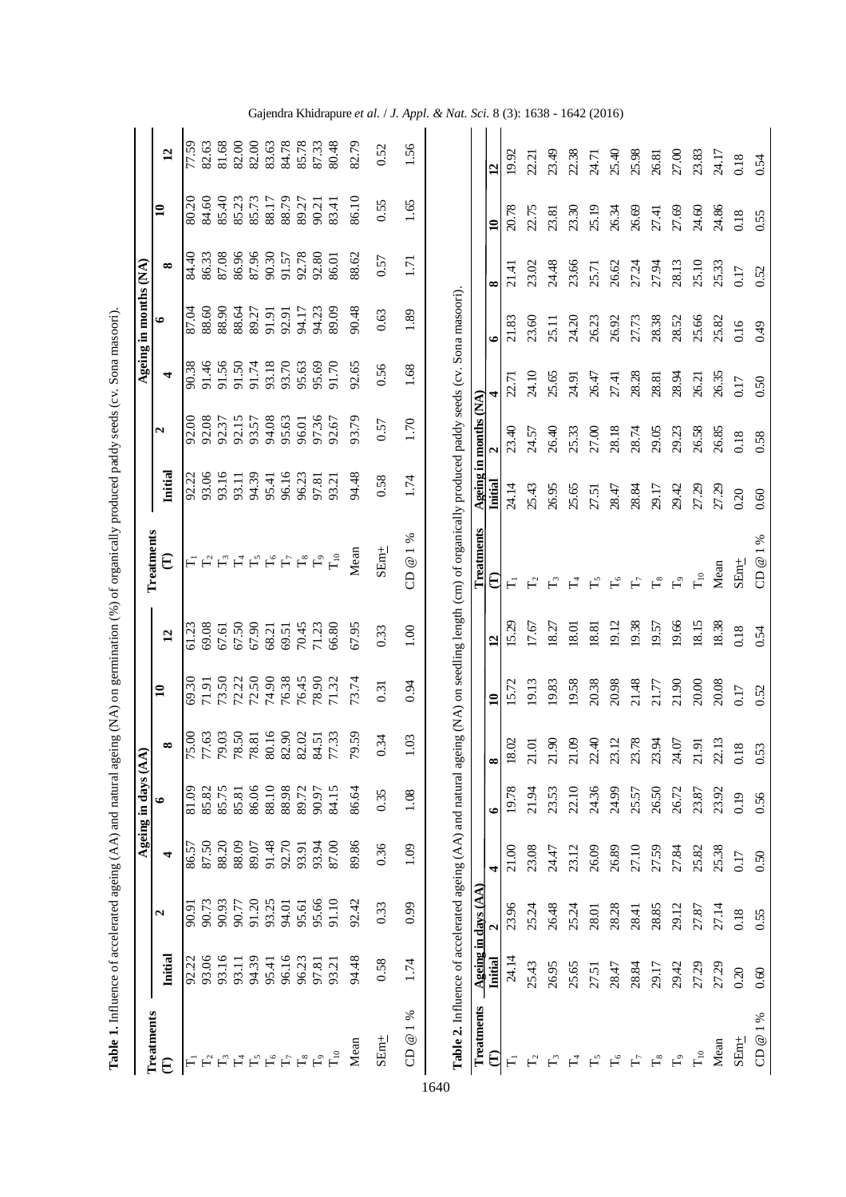**Table 1.** Influence of accelerated ageing (AA) and natural ageing (NA) on germination (%) of organically produced paddy seeds (cv. Sona masoori).

| Treatments (T) | Ageing in days (AA) | | | | | | |
|---|---|---|---|---|---|---|---|
| | Initial | 2 | 4 | 6 | 8 | 10 | 12 |
| $T_1$ | 92.22 | 90.91 | 86.57 | 81.09 | 75.00 | 69.30 | 61.23 |
| $T_2$ | 93.06 | 90.73 | 87.50 | 85.82 | 77.63 | 71.91 | 69.08 |
| $T_3$ | 93.16 | 90.93 | 88.20 | 85.75 | 79.03 | 73.50 | 67.61 |
| $T_4$ | 93.11 | 90.77 | 88.09 | 85.81 | 78.50 | 72.22 | 67.50 |
| $T_5$ | 94.39 | 91.20 | 89.07 | 86.06 | 78.81 | 72.50 | 67.90 |
| $T_6$ | 95.41 | 93.25 | 91.48 | 88.10 | 80.16 | 74.90 | 68.21 |
| $T_7$ | 96.16 | 94.01 | 92.70 | 88.98 | 82.90 | 76.38 | 69.51 |
| $T_8$ | 96.23 | 95.61 | 93.91 | 89.72 | 82.02 | 76.45 | 70.45 |
| $T_9$ | 97.81 | 95.66 | 93.94 | 90.97 | 84.51 | 78.90 | 71.23 |
| $T_{10}$ | 93.21 | 91.10 | 87.00 | 84.15 | 77.33 | 71.32 | 66.80 |
| Mean | 94.48 | 92.42 | 89.86 | 86.64 | 79.59 | 73.74 | 67.95 |
| SEm± | 0.58 | 0.33 | 0.36 | 0.35 | 0.34 | 0.31 | 0.33 |
| CD @ 1 % | 1.74 | 0.99 | 1.09 | 1.08 | 1.03 | 0.94 | 1.00 |

| Treatments (T) | Ageing in months (NA) | | | | | | |
|---|---|---|---|---|---|---|---|
| | Initial | 2 | 4 | 6 | 8 | 10 | 12 |
| $T_1$ | 92.22 | 92.00 | 90.38 | 87.04 | 84.40 | 80.20 | 77.59 |
| $T_2$ | 93.06 | 92.08 | 91.46 | 88.60 | 86.33 | 84.60 | 82.63 |
| $T_3$ | 93.16 | 92.37 | 91.56 | 88.90 | 87.08 | 85.40 | 81.68 |
| $T_4$ | 93.11 | 92.15 | 91.50 | 88.64 | 86.96 | 85.23 | 82.00 |
| $T_5$ | 94.39 | 93.57 | 91.74 | 89.27 | 87.96 | 85.73 | 82.00 |
| $T_6$ | 95.41 | 94.08 | 93.18 | 91.91 | 90.30 | 88.17 | 83.63 |
| $T_7$ | 96.16 | 95.63 | 93.70 | 92.91 | 91.57 | 88.79 | 84.78 |
| $T_8$ | 96.23 | 96.01 | 95.63 | 94.17 | 92.78 | 89.27 | 85.78 |
| $T_9$ | 97.81 | 97.36 | 95.69 | 94.23 | 92.80 | 90.21 | 87.33 |
| $T_{10}$ | 93.21 | 92.67 | 91.70 | 89.09 | 86.01 | 83.41 | 80.48 |
| Mean | 94.48 | 93.79 | 92.65 | 90.48 | 88.62 | 86.10 | 82.79 |
| SEm± | 0.58 | 0.57 | 0.56 | 0.63 | 0.57 | 0.55 | 0.52 |
| CD @ 1 % | 1.74 | 1.70 | 1.68 | 1.89 | 1.71 | 1.65 | 1.56 |

**Table 2.** Influence of accelerated ageing (AA) and natural ageing (NA) on seedling length (cm) of organically produced paddy seeds (cv. Sona masoori).

| Treatments (T) | Ageing in days (AA) | | | | | | |
|---|---|---|---|---|---|---|---|
| | Initial | 2 | 4 | 6 | 8 | 10 | 12 |
| $T_1$ | 24.14 | 23.96 | 21.00 | 19.78 | 18.02 | 15.72 | 15.29 |
| $T_2$ | 25.43 | 25.24 | 23.08 | 21.94 | 21.01 | 19.13 | 17.67 |
| $T_3$ | 26.95 | 26.48 | 24.47 | 23.53 | 21.90 | 19.83 | 18.27 |
| $T_4$ | 25.65 | 25.24 | 23.12 | 22.10 | 21.09 | 19.58 | 18.01 |
| $T_5$ | 27.51 | 28.01 | 26.09 | 24.36 | 22.40 | 20.38 | 18.81 |
| $T_6$ | 28.47 | 28.28 | 26.89 | 24.99 | 23.12 | 20.98 | 19.12 |
| $T_7$ | 28.84 | 28.41 | 27.10 | 25.57 | 23.78 | 21.48 | 19.38 |
| $T_8$ | 29.17 | 28.85 | 27.59 | 26.50 | 23.94 | 21.77 | 19.57 |
| $T_9$ | 29.42 | 29.12 | 27.84 | 26.72 | 24.07 | 21.90 | 19.66 |
| $T_{10}$ | 27.29 | 27.87 | 25.82 | 23.87 | 21.91 | 20.00 | 18.15 |
| Mean | 27.29 | 27.14 | 25.38 | 23.92 | 22.13 | 20.08 | 18.38 |
| SEm± | 0.20 | 0.18 | 0.17 | 0.19 | 0.18 | 0.17 | 0.18 |
| CD @ 1 % | 0.60 | 0.55 | 0.50 | 0.56 | 0.53 | 0.52 | 0.54 |

| Treatments (T) | Ageing in months (NA) | | | | | | |
|---|---|---|---|---|---|---|---|
| | Initial | 2 | 4 | 6 | 8 | 10 | 12 |
| $T_1$ | 24.14 | 23.40 | 22.71 | 21.83 | 21.41 | 20.78 | 19.92 |
| $T_2$ | 25.43 | 24.57 | 24.10 | 23.60 | 23.02 | 22.75 | 22.21 |
| $T_3$ | 26.95 | 26.40 | 25.65 | 25.11 | 24.48 | 23.81 | 23.49 |
| $T_4$ | 25.65 | 25.33 | 24.91 | 24.20 | 23.66 | 23.30 | 22.38 |
| $T_5$ | 27.51 | 27.00 | 26.47 | 26.23 | 25.71 | 25.19 | 24.71 |
| $T_6$ | 28.47 | 28.18 | 27.41 | 26.92 | 26.62 | 26.34 | 25.40 |
| $T_7$ | 28.84 | 28.74 | 28.28 | 27.73 | 27.24 | 26.69 | 25.98 |
| $T_8$ | 29.17 | 29.05 | 28.81 | 28.38 | 27.94 | 27.41 | 26.81 |
| $T_9$ | 29.42 | 29.23 | 28.94 | 28.52 | 28.13 | 27.69 | 27.00 |
| $T_{10}$ | 27.29 | 26.58 | 26.21 | 25.66 | 25.10 | 24.60 | 23.83 |
| Mean | 27.29 | 26.85 | 26.35 | 25.82 | 25.33 | 24.86 | 24.17 |
| SEm± | 0.20 | 0.18 | 0.17 | 0.16 | 0.17 | 0.18 | 0.18 |
| CD @ 1 % | 0.60 | 0.58 | 0.50 | 0.49 | 0.52 | 0.55 | 0.54 |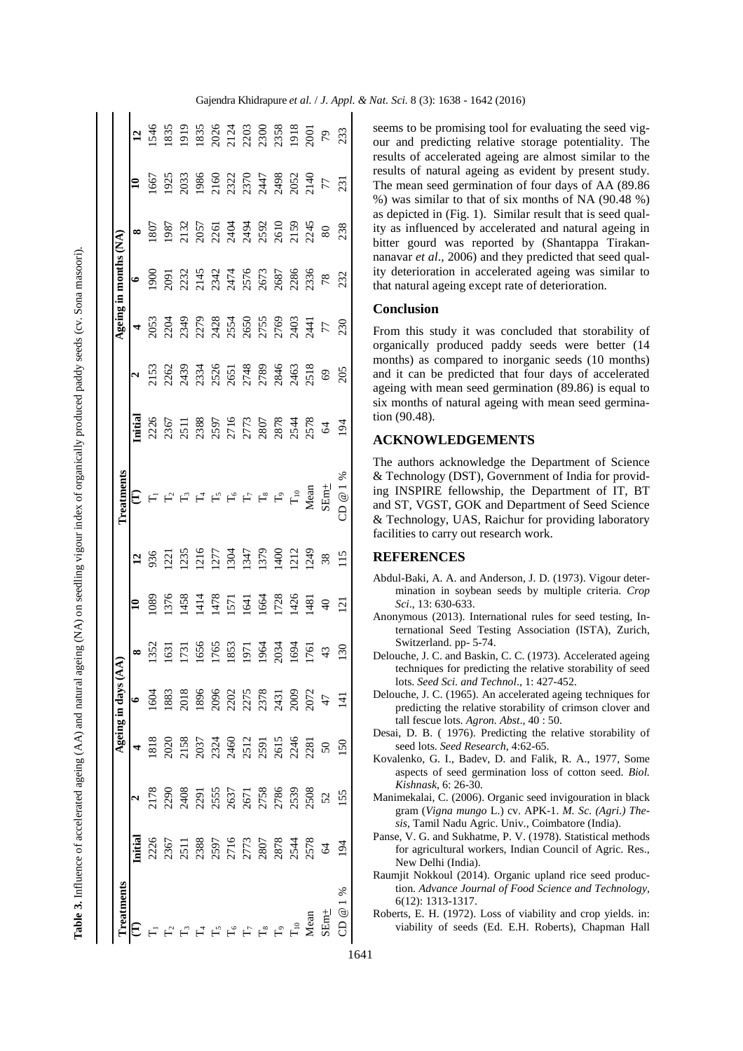**Table 3.** Influence of accelerated ageing (AA) and natural ageing (NA) on seedling vigour index of organically produced paddy seeds (cv. Sona masoori).

| Treatments | Ageing in days (AA) | | | | | | | Treatments | Ageing in months (NA) | | | | | | |
|---|---|---|---|---|---|---|---|---|---|---|---|---|---|---|---|
| (T) | Initial | 2 | 4 | 6 | 8 | 10 | 12 | (T) | Initial | 2 | 4 | 6 | 8 | 10 | 12 |
| $T_1$ | 2226 | 2178 | 1818 | 1604 | 1352 | 1089 | 936 | $T_1$ | 2226 | 2153 | 2053 | 1900 | 1807 | 1667 | 1546 |
| $T_2$ | 2367 | 2290 | 2020 | 1883 | 1631 | 1376 | 1221 | $T_2$ | 2367 | 2262 | 2204 | 2091 | 1987 | 1925 | 1835 |
| $T_3$ | 2511 | 2408 | 2158 | 2018 | 1731 | 1458 | 1235 | $T_3$ | 2511 | 2439 | 2349 | 2232 | 2132 | 2033 | 1919 |
| $T_4$ | 2388 | 2291 | 2037 | 1896 | 1656 | 1414 | 1216 | $T_4$ | 2388 | 2334 | 2279 | 2145 | 2057 | 1986 | 1835 |
| $T_5$ | 2597 | 2555 | 2324 | 2096 | 1765 | 1478 | 1277 | $T_5$ | 2597 | 2526 | 2428 | 2342 | 2261 | 2160 | 2026 |
| $T_6$ | 2716 | 2637 | 2460 | 2202 | 1853 | 1571 | 1304 | $T_6$ | 2716 | 2651 | 2554 | 2474 | 2404 | 2322 | 2124 |
| $T_7$ | 2773 | 2671 | 2512 | 2275 | 1971 | 1641 | 1347 | $T_7$ | 2773 | 2748 | 2650 | 2576 | 2494 | 2370 | 2203 |
| $T_8$ | 2807 | 2758 | 2591 | 2378 | 1964 | 1664 | 1379 | $T_8$ | 2807 | 2789 | 2755 | 2673 | 2592 | 2447 | 2300 |
| $T_9$ | 2878 | 2786 | 2615 | 2431 | 2034 | 1728 | 1400 | $T_9$ | 2878 | 2846 | 2769 | 2687 | 2610 | 2498 | 2358 |
| $T_{10}$ | 2544 | 2539 | 2246 | 2009 | 1694 | 1426 | 1212 | $T_{10}$ | 2544 | 2463 | 2403 | 2286 | 2159 | 2052 | 1918 |
| Mean | 2578 | 2508 | 2281 | 2072 | 1761 | 1481 | 1249 | Mean | 2578 | 2518 | 2441 | 2336 | 2245 | 2140 | 2001 |
| SEm± | 64 | 52 | 50 | 47 | 43 | 40 | 38 | SEm± | 64 | 69 | 77 | 78 | 80 | 77 | 79 |
| CD @ 1 % | 194 | 155 | 150 | 141 | 130 | 121 | 115 | CD @ 1 % | 194 | 205 | 230 | 232 | 238 | 231 | 233 |

seems to be promising tool for evaluating the seed vigour and predicting relative storage potentiality. The results of accelerated ageing are almost similar to the results of natural ageing as evident by present study. The mean seed germination of four days of AA (89.86 %) was similar to that of six months of NA (90.48 %) as depicted in (Fig. 1). Similar result that is seed quality as influenced by accelerated and natural ageing in bitter gourd was reported by (Shantappa Tirakannanavar *et al*., 2006) and they predicted that seed quality deterioration in accelerated ageing was similar to that natural ageing except rate of deterioration.

## Conclusion

From this study it was concluded that storability of organically produced paddy seeds were better (14 months) as compared to inorganic seeds (10 months) and it can be predicted that four days of accelerated ageing with mean seed germination (89.86) is equal to six months of natural ageing with mean seed germination (90.48).

## ACKNOWLEDGEMENTS

The authors acknowledge the Department of Science & Technology (DST), Government of India for providing INSPIRE fellowship, the Department of IT, BT and ST, VGST, GOK and Department of Seed Science & Technology, UAS, Raichur for providing laboratory facilities to carry out research work.

## REFERENCES

Abdul-Baki, A. A. and Anderson, J. D. (1973). Vigour determination in soybean seeds by multiple criteria. *Crop Sci*., 13: 630-633.

Anonymous (2013). International rules for seed testing, International Seed Testing Association (ISTA), Zurich, Switzerland. pp- 5-74.

Delouche, J. C. and Baskin, C. C. (1973). Accelerated ageing techniques for predicting the relative storability of seed lots. *Seed Sci. and Technol*., 1: 427-452.

Delouche, J. C. (1965). An accelerated ageing techniques for predicting the relative storability of crimson clover and tall fescue lots. *Agron. Abst*., 40 : 50.

Desai, D. B. ( 1976). Predicting the relative storability of seed lots. *Seed Research*, 4:62-65.

Kovalenko, G. I., Badev, D. and Falik, R. A., 1977, Some aspects of seed germination loss of cotton seed. *Biol. Kishnask*, 6: 26-30.

Manimekalai, C. (2006). Organic seed invigouration in black gram (*Vigna mungo* L.) cv. APK-1. *M. Sc. (Agri.) Thesis*, Tamil Nadu Agric. Univ., Coimbatore (India).

Panse, V. G. and Sukhatme, P. V. (1978). Statistical methods for agricultural workers, Indian Council of Agric. Res., New Delhi (India).

Raumjit Nokkoul (2014). Organic upland rice seed production. *Advance Journal of Food Science and Technology*, 6(12): 1313-1317.

Roberts, E. H. (1972). Loss of viability and crop yields. in: viability of seeds (Ed. E.H. Roberts), Chapman Hall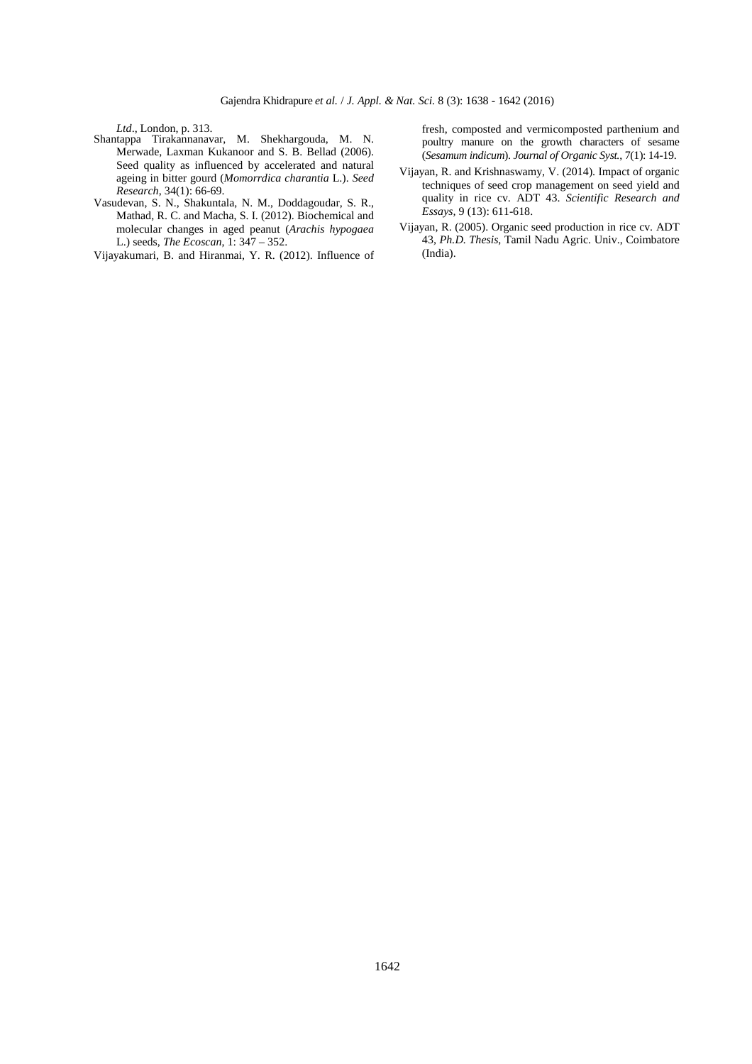*Ltd*., London, p. 313.

Shantappa Tirakannanavar, M. Shekhargouda, M. N. Merwade, Laxman Kukanoor and S. B. Bellad (2006). Seed quality as influenced by accelerated and natural ageing in bitter gourd (*Momorrdica charantia* L.). *Seed Research,* 34(1): 66-69.

Vasudevan, S. N., Shakuntala, N. M., Doddagoudar, S. R., Mathad, R. C. and Macha, S. I. (2012). Biochemical and molecular changes in aged peanut (*Arachis hypogaea* L.) seeds, *The Ecoscan,* 1: 347 – 352.

Vijayakumari, B. and Hiranmai, Y. R. (2012). Influence of fresh, composted and vermicomposted parthenium and poultry manure on the growth characters of sesame (*Sesamum indicum*). *Journal of Organic Syst.*, 7(1): 14-19.

Vijayan, R. and Krishnaswamy, V. (2014). Impact of organic techniques of seed crop management on seed yield and quality in rice cv. ADT 43. *Scientific Research and Essays,* 9 (13): 611-618.

Vijayan, R. (2005). Organic seed production in rice cv. ADT 43, *Ph.D. Thesis*, Tamil Nadu Agric. Univ., Coimbatore (India).